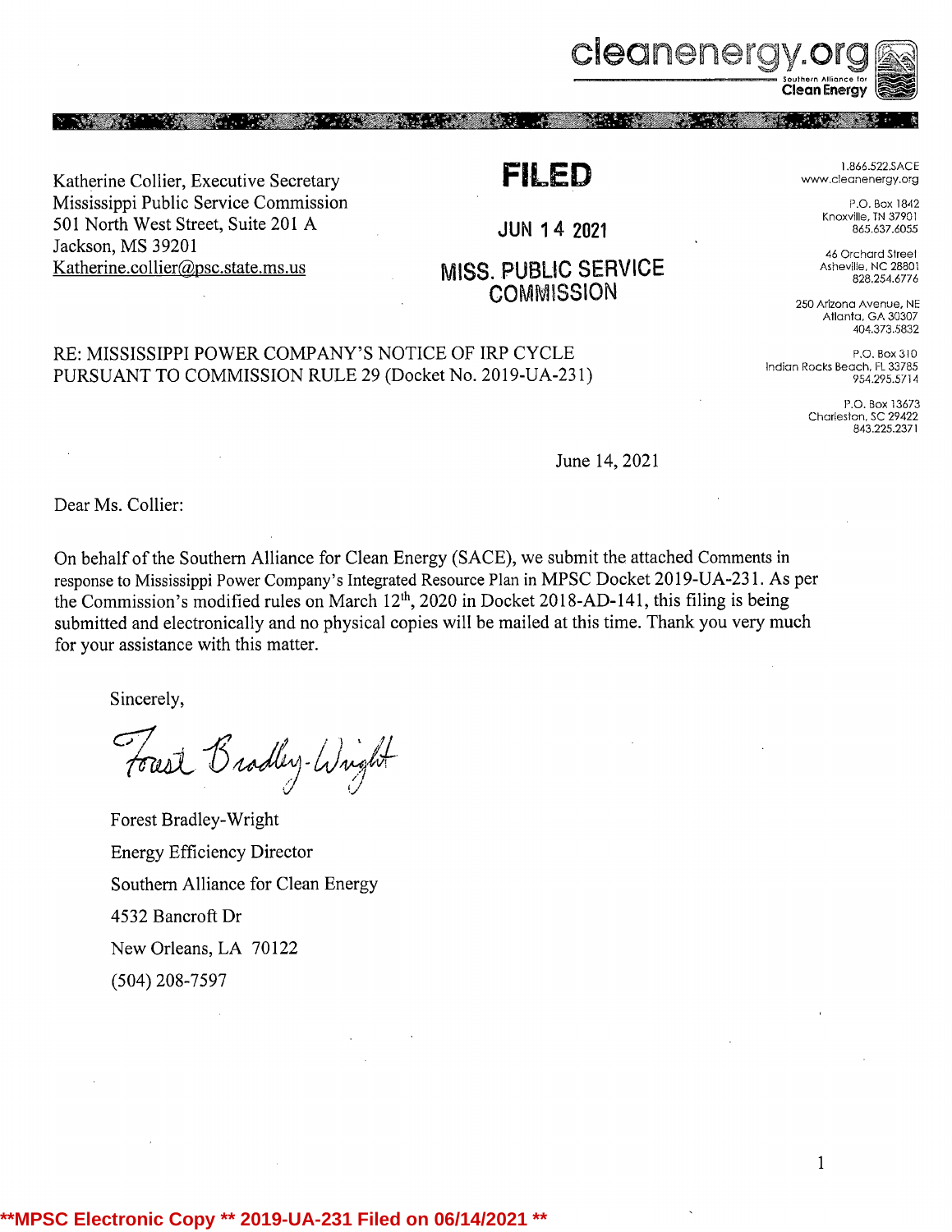cleanenergy.org

Southern Alliance for Clean Energy

Katherine Collier, Executive Secretary
Mississippi Public Service Commission
501 North West Street, Suite 201 A
Jackson, MS 39201
Katherine.collier@psc.state.ms.us

FILED

JUN 14 2021

MISS. PUBLIC SERVICE COMMISSION

1.866.522.SACE
www.cleanenergy.org

P.O. Box 1842
Knoxville, TN 37901
865.637.6055

46 Orchard Street
Asheville, NC 28801
828.254.6776

250 Arizona Avenue, NE
Atlanta, GA 30307
404.373.5832

P.O. Box 310
Indian Rocks Beach, FL 33785
954.295.5714

P.O. Box 13673
Charleston, SC 29422
843.225.2371

RE: MISSISSIPPI POWER COMPANY'S NOTICE OF IRP CYCLE PURSUANT TO COMMISSION RULE 29 (Docket No. 2019-UA-231)

June 14, 2021

Dear Ms. Collier:

On behalf of the Southern Alliance for Clean Energy (SACE), we submit the attached Comments in response to Mississippi Power Company's Integrated Resource Plan in MPSC Docket 2019-UA-231. As per the Commission's modified rules on March 12th, 2020 in Docket 2018-AD-141, this filing is being submitted and electronically and no physical copies will be mailed at this time. Thank you very much for your assistance with this matter.

Sincerely,

Forest Bradley-Wright

Forest Bradley-Wright
Energy Efficiency Director
Southern Alliance for Clean Energy
4532 Bancroft Dr
New Orleans, LA 70122
(504) 208-7597

**MPSC Electronic Copy ** 2019-UA-231 Filed on 06/14/2021 **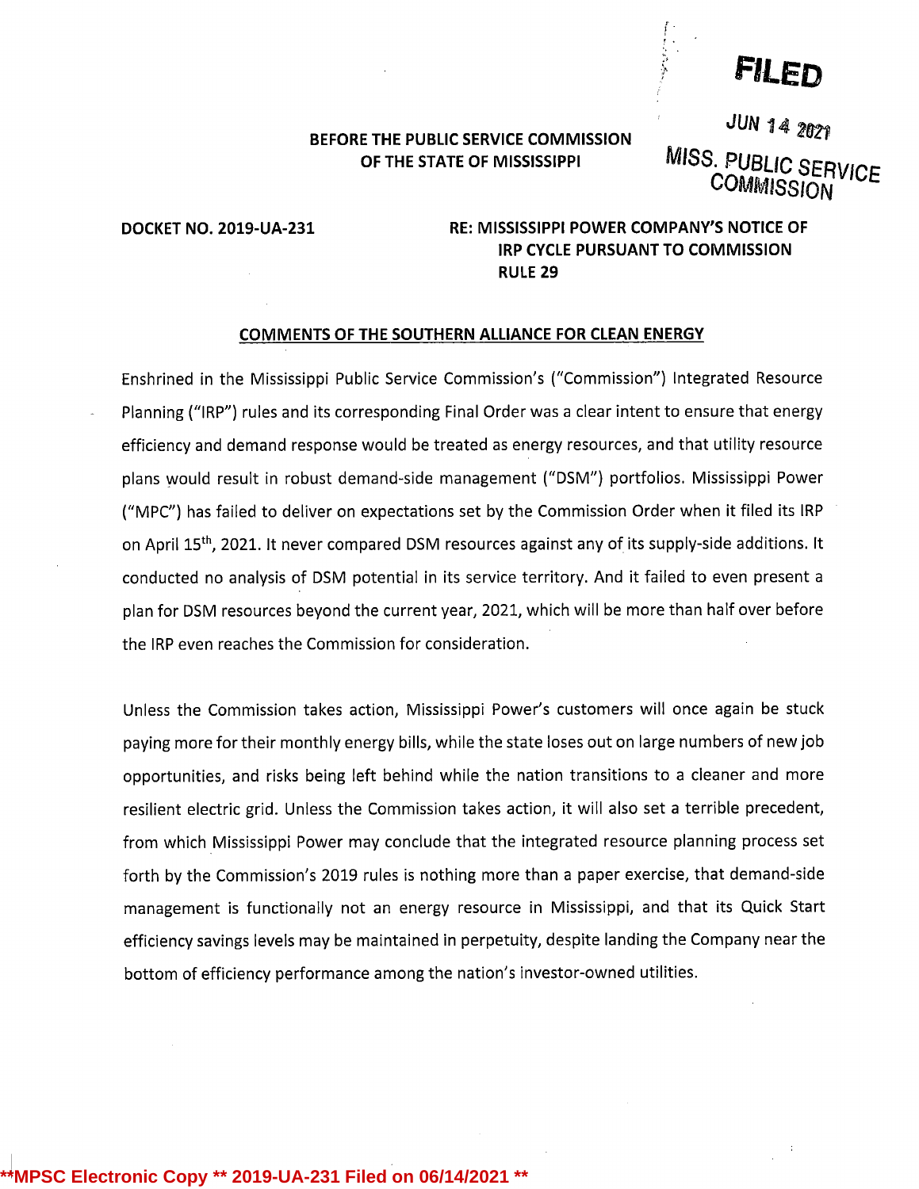FILED

JUN 14 2021

MISS. PUBLIC SERVICE COMMISSION

**BEFORE THE PUBLIC SERVICE COMMISSION OF THE STATE OF MISSISSIPPI**

**DOCKET NO. 2019-UA-231**

**RE: MISSISSIPPI POWER COMPANY'S NOTICE OF IRP CYCLE PURSUANT TO COMMISSION RULE 29**

## COMMENTS OF THE SOUTHERN ALLIANCE FOR CLEAN ENERGY

Enshrined in the Mississippi Public Service Commission's ("Commission") Integrated Resource Planning ("IRP") rules and its corresponding Final Order was a clear intent to ensure that energy efficiency and demand response would be treated as energy resources, and that utility resource plans would result in robust demand-side management ("DSM") portfolios. Mississippi Power ("MPC") has failed to deliver on expectations set by the Commission Order when it filed its IRP on April 15th, 2021. It never compared DSM resources against any of its supply-side additions. It conducted no analysis of DSM potential in its service territory. And it failed to even present a plan for DSM resources beyond the current year, 2021, which will be more than half over before the IRP even reaches the Commission for consideration.

Unless the Commission takes action, Mississippi Power's customers will once again be stuck paying more for their monthly energy bills, while the state loses out on large numbers of new job opportunities, and risks being left behind while the nation transitions to a cleaner and more resilient electric grid. Unless the Commission takes action, it will also set a terrible precedent, from which Mississippi Power may conclude that the integrated resource planning process set forth by the Commission's 2019 rules is nothing more than a paper exercise, that demand-side management is functionally not an energy resource in Mississippi, and that its Quick Start efficiency savings levels may be maintained in perpetuity, despite landing the Company near the bottom of efficiency performance among the nation's investor-owned utilities.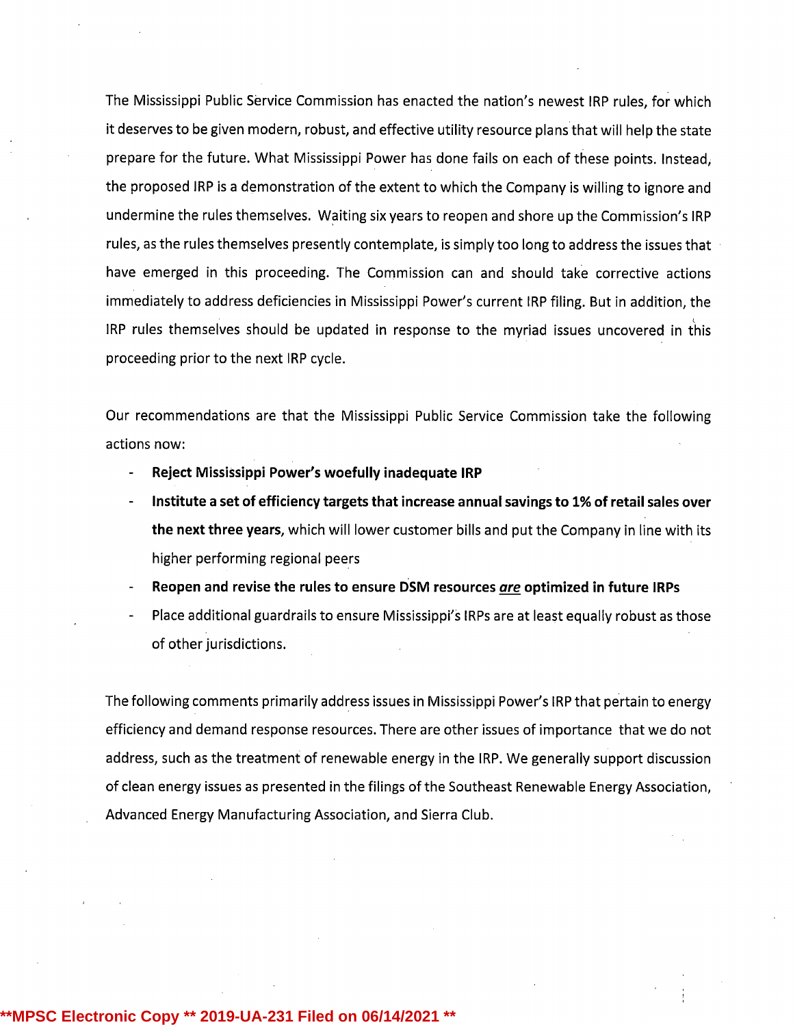The Mississippi Public Service Commission has enacted the nation's newest IRP rules, for which it deserves to be given modern, robust, and effective utility resource plans that will help the state prepare for the future. What Mississippi Power has done fails on each of these points. Instead, the proposed IRP is a demonstration of the extent to which the Company is willing to ignore and undermine the rules themselves. Waiting six years to reopen and shore up the Commission's IRP rules, as the rules themselves presently contemplate, is simply too long to address the issues that have emerged in this proceeding. The Commission can and should take corrective actions immediately to address deficiencies in Mississippi Power's current IRP filing. But in addition, the IRP rules themselves should be updated in response to the myriad issues uncovered in this proceeding prior to the next IRP cycle.

Our recommendations are that the Mississippi Public Service Commission take the following actions now:

- **Reject Mississippi Power's woefully inadequate IRP**
- **Institute a set of efficiency targets that increase annual savings to 1% of retail sales over the next three years,** which will lower customer bills and put the Company in line with its higher performing regional peers
- **Reopen and revise the rules to ensure DSM resources *are* optimized in future IRPs**
- Place additional guardrails to ensure Mississippi's IRPs are at least equally robust as those of other jurisdictions.

The following comments primarily address issues in Mississippi Power's IRP that pertain to energy efficiency and demand response resources. There are other issues of importance that we do not address, such as the treatment of renewable energy in the IRP. We generally support discussion of clean energy issues as presented in the filings of the Southeast Renewable Energy Association, Advanced Energy Manufacturing Association, and Sierra Club.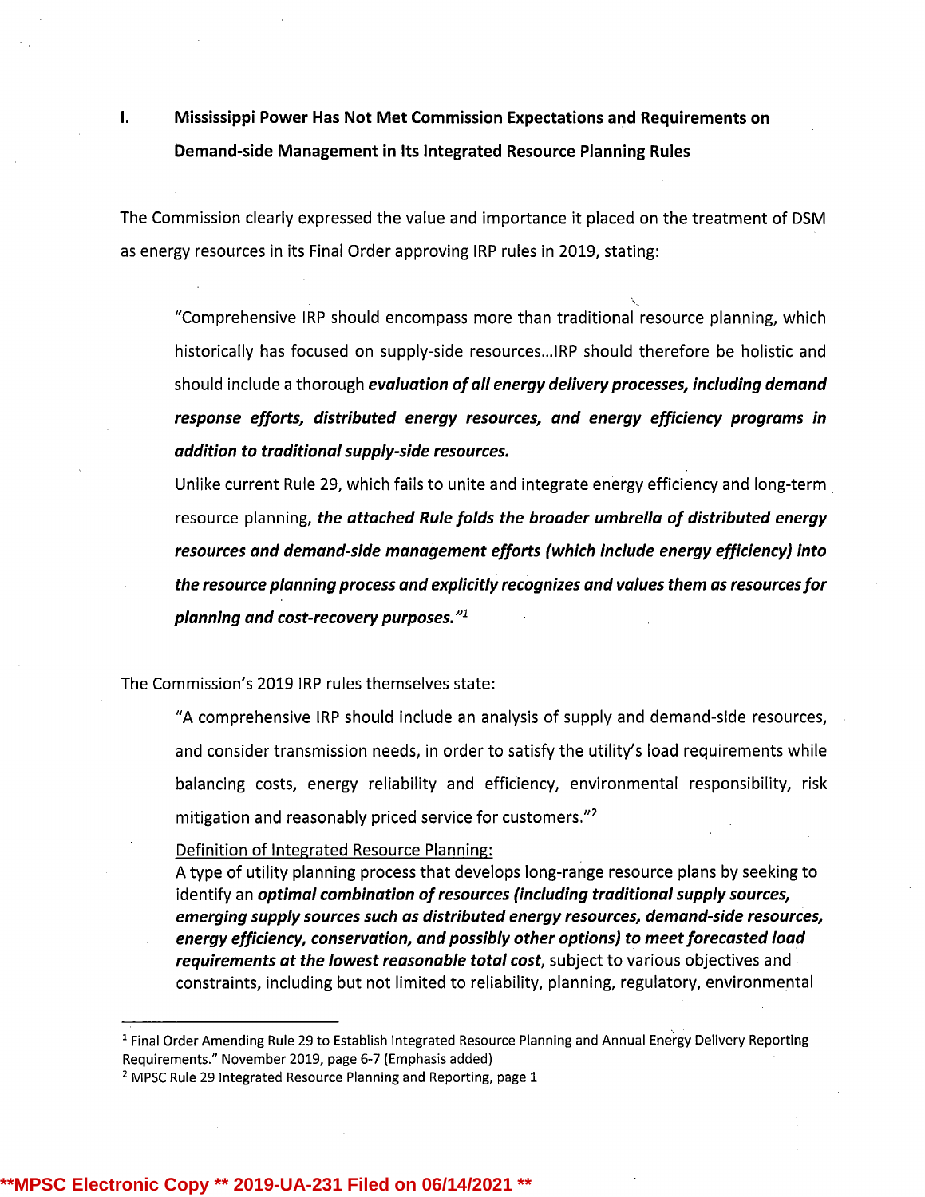## I. Mississippi Power Has Not Met Commission Expectations and Requirements on Demand-side Management in Its Integrated Resource Planning Rules

The Commission clearly expressed the value and importance it placed on the treatment of DSM as energy resources in its Final Order approving IRP rules in 2019, stating:

> "Comprehensive IRP should encompass more than traditional resource planning, which historically has focused on supply-side resources...IRP should therefore be holistic and should include a thorough ***evaluation of all energy delivery processes, including demand response efforts, distributed energy resources, and energy efficiency programs in addition to traditional supply-side resources.***
>
> Unlike current Rule 29, which fails to unite and integrate energy efficiency and long-term resource planning, ***the attached Rule folds the broader umbrella of distributed energy resources and demand-side management efforts (which include energy efficiency) into the resource planning process and explicitly recognizes and values them as resources for planning and cost-recovery purposes.***"[1]

The Commission's 2019 IRP rules themselves state:

> "A comprehensive IRP should include an analysis of supply and demand-side resources, and consider transmission needs, in order to satisfy the utility's load requirements while balancing costs, energy reliability and efficiency, environmental responsibility, risk mitigation and reasonably priced service for customers."[2]
>
> Definition of Integrated Resource Planning:
>
> A type of utility planning process that develops long-range resource plans by seeking to identify an ***optimal combination of resources (including traditional supply sources, emerging supply sources such as distributed energy resources, demand-side resources, energy efficiency, conservation, and possibly other options) to meet forecasted load requirements at the lowest reasonable total cost***, subject to various objectives and constraints, including but not limited to reliability, planning, regulatory, environmental

---

[1] Final Order Amending Rule 29 to Establish Integrated Resource Planning and Annual Energy Delivery Reporting Requirements." November 2019, page 6-7 (Emphasis added)

[2] MPSC Rule 29 Integrated Resource Planning and Reporting, page 1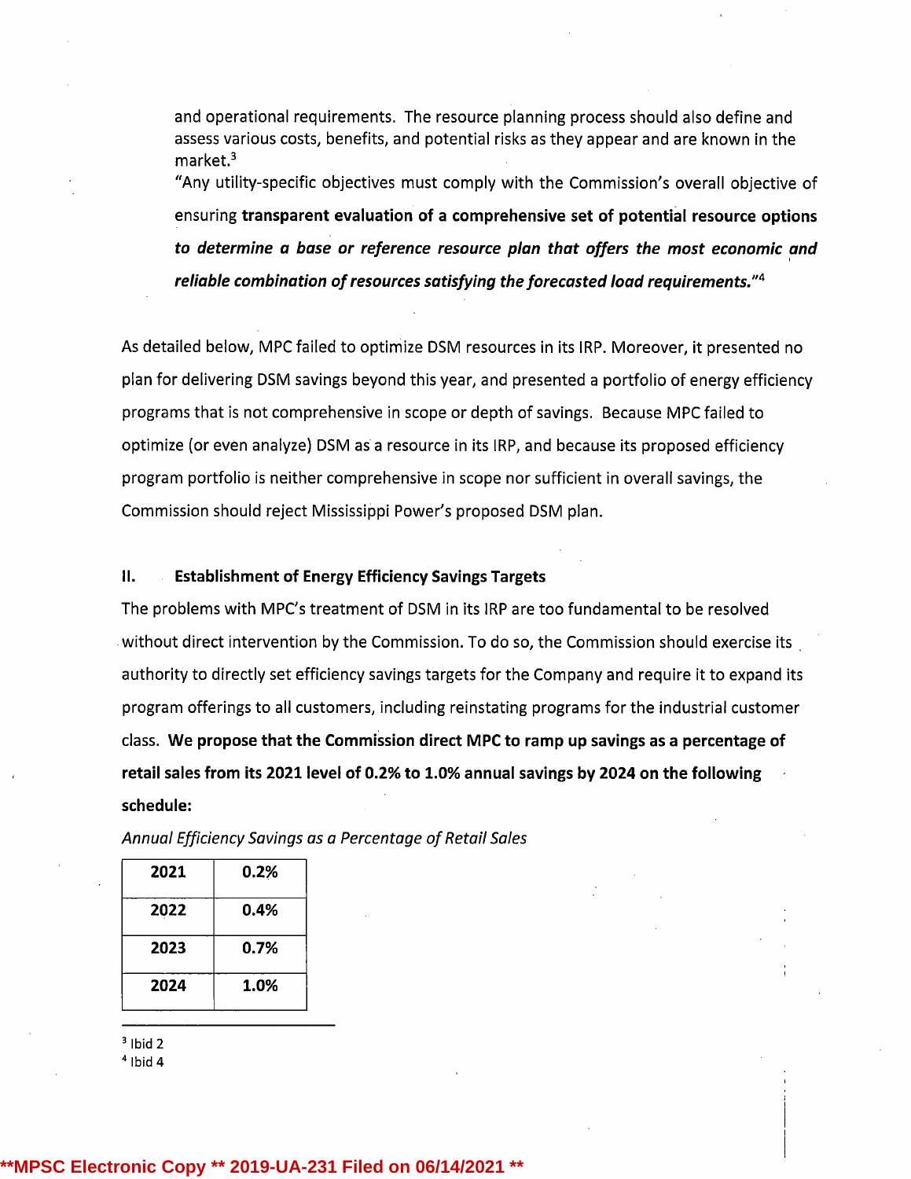and operational requirements. The resource planning process should also define and assess various costs, benefits, and potential risks as they appear and are known in the market.[3]

"Any utility-specific objectives must comply with the Commission's overall objective of ensuring **transparent evaluation of a comprehensive set of potential resource options *to determine a base or reference resource plan that offers the most economic and reliable combination of resources satisfying the forecasted load requirements.*"**[4]

As detailed below, MPC failed to optimize DSM resources in its IRP. Moreover, it presented no plan for delivering DSM savings beyond this year, and presented a portfolio of energy efficiency programs that is not comprehensive in scope or depth of savings. Because MPC failed to optimize (or even analyze) DSM as a resource in its IRP, and because its proposed efficiency program portfolio is neither comprehensive in scope nor sufficient in overall savings, the Commission should reject Mississippi Power's proposed DSM plan.

## II. Establishment of Energy Efficiency Savings Targets

The problems with MPC's treatment of DSM in its IRP are too fundamental to be resolved without direct intervention by the Commission. To do so, the Commission should exercise its authority to directly set efficiency savings targets for the Company and require it to expand its program offerings to all customers, including reinstating programs for the industrial customer class. **We propose that the Commission direct MPC to ramp up savings as a percentage of retail sales from its 2021 level of 0.2% to 1.0% annual savings by 2024 on the following schedule:**

*Annual Efficiency Savings as a Percentage of Retail Sales*

| | |
|---|---|
| **2021** | **0.2%** |
| **2022** | **0.4%** |
| **2023** | **0.7%** |
| **2024** | **1.0%** |

---

[3] Ibid 2

[4] Ibid 4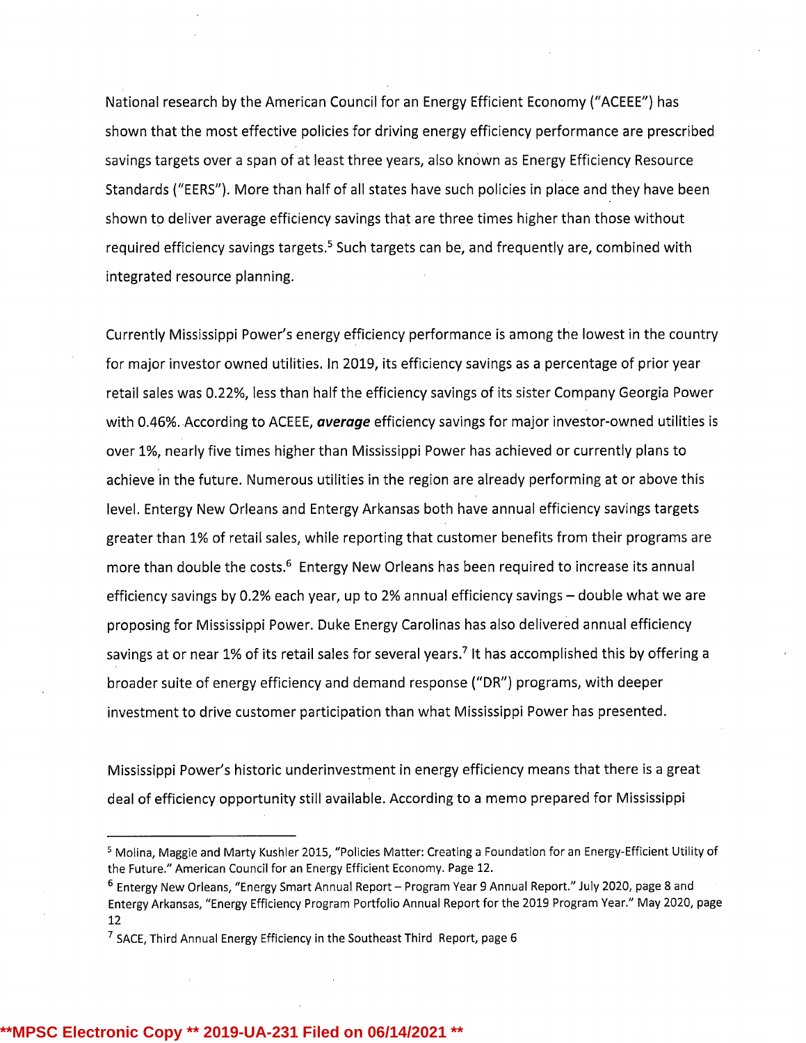National research by the American Council for an Energy Efficient Economy ("ACEEE") has shown that the most effective policies for driving energy efficiency performance are prescribed savings targets over a span of at least three years, also known as Energy Efficiency Resource Standards ("EERS"). More than half of all states have such policies in place and they have been shown to deliver average efficiency savings that are three times higher than those without required efficiency savings targets.[5] Such targets can be, and frequently are, combined with integrated resource planning.

Currently Mississippi Power's energy efficiency performance is among the lowest in the country for major investor owned utilities. In 2019, its efficiency savings as a percentage of prior year retail sales was 0.22%, less than half the efficiency savings of its sister Company Georgia Power with 0.46%. According to ACEEE, ***average*** efficiency savings for major investor-owned utilities is over 1%, nearly five times higher than Mississippi Power has achieved or currently plans to achieve in the future. Numerous utilities in the region are already performing at or above this level. Entergy New Orleans and Entergy Arkansas both have annual efficiency savings targets greater than 1% of retail sales, while reporting that customer benefits from their programs are more than double the costs.[6] Entergy New Orleans has been required to increase its annual efficiency savings by 0.2% each year, up to 2% annual efficiency savings – double what we are proposing for Mississippi Power. Duke Energy Carolinas has also delivered annual efficiency savings at or near 1% of its retail sales for several years.[7] It has accomplished this by offering a broader suite of energy efficiency and demand response ("DR") programs, with deeper investment to drive customer participation than what Mississippi Power has presented.

Mississippi Power's historic underinvestment in energy efficiency means that there is a great deal of efficiency opportunity still available. According to a memo prepared for Mississippi

---

[5] Molina, Maggie and Marty Kushler 2015, "Policies Matter: Creating a Foundation for an Energy-Efficient Utility of the Future." American Council for an Energy Efficient Economy. Page 12.

[6] Entergy New Orleans, "Energy Smart Annual Report – Program Year 9 Annual Report." July 2020, page 8 and Entergy Arkansas, "Energy Efficiency Program Portfolio Annual Report for the 2019 Program Year." May 2020, page 12

[7] SACE, Third Annual Energy Efficiency in the Southeast Third Report, page 6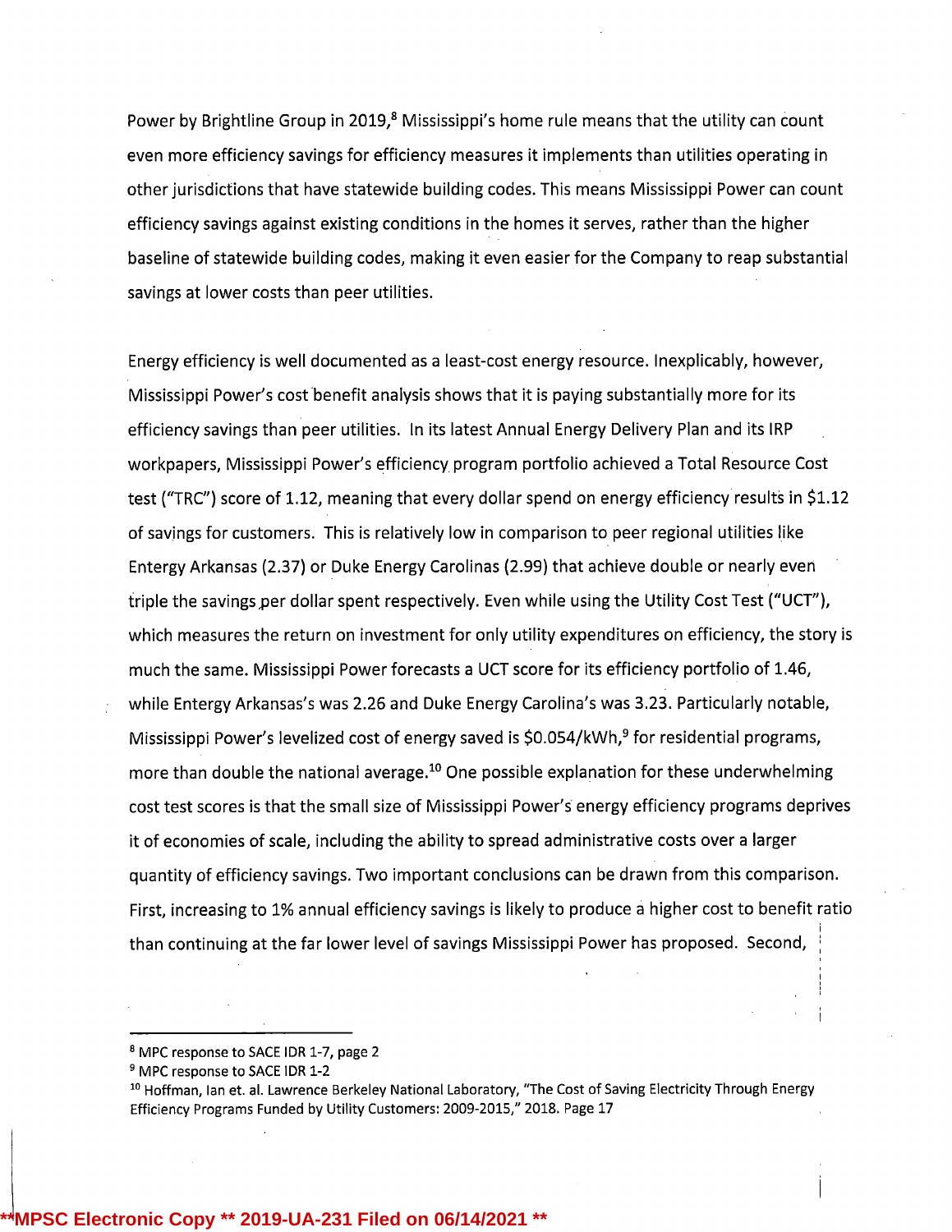Power by Brightline Group in 2019,[8] Mississippi's home rule means that the utility can count even more efficiency savings for efficiency measures it implements than utilities operating in other jurisdictions that have statewide building codes. This means Mississippi Power can count efficiency savings against existing conditions in the homes it serves, rather than the higher baseline of statewide building codes, making it even easier for the Company to reap substantial savings at lower costs than peer utilities.

Energy efficiency is well documented as a least-cost energy resource. Inexplicably, however, Mississippi Power's cost benefit analysis shows that it is paying substantially more for its efficiency savings than peer utilities. In its latest Annual Energy Delivery Plan and its IRP workpapers, Mississippi Power's efficiency program portfolio achieved a Total Resource Cost test ("TRC") score of 1.12, meaning that every dollar spend on energy efficiency results in $1.12 of savings for customers. This is relatively low in comparison to peer regional utilities like Entergy Arkansas (2.37) or Duke Energy Carolinas (2.99) that achieve double or nearly even triple the savings per dollar spent respectively. Even while using the Utility Cost Test ("UCT"), which measures the return on investment for only utility expenditures on efficiency, the story is much the same. Mississippi Power forecasts a UCT score for its efficiency portfolio of 1.46, while Entergy Arkansas's was 2.26 and Duke Energy Carolina's was 3.23. Particularly notable, Mississippi Power's levelized cost of energy saved is $0.054/kWh,[9] for residential programs, more than double the national average.[10] One possible explanation for these underwhelming cost test scores is that the small size of Mississippi Power's energy efficiency programs deprives it of economies of scale, including the ability to spread administrative costs over a larger quantity of efficiency savings. Two important conclusions can be drawn from this comparison. First, increasing to 1% annual efficiency savings is likely to produce a higher cost to benefit ratio than continuing at the far lower level of savings Mississippi Power has proposed. Second,

---

[8] MPC response to SACE IDR 1-7, page 2

[9] MPC response to SACE IDR 1-2

[10] Hoffman, Ian et. al. Lawrence Berkeley National Laboratory, "The Cost of Saving Electricity Through Energy Efficiency Programs Funded by Utility Customers: 2009-2015," 2018. Page 17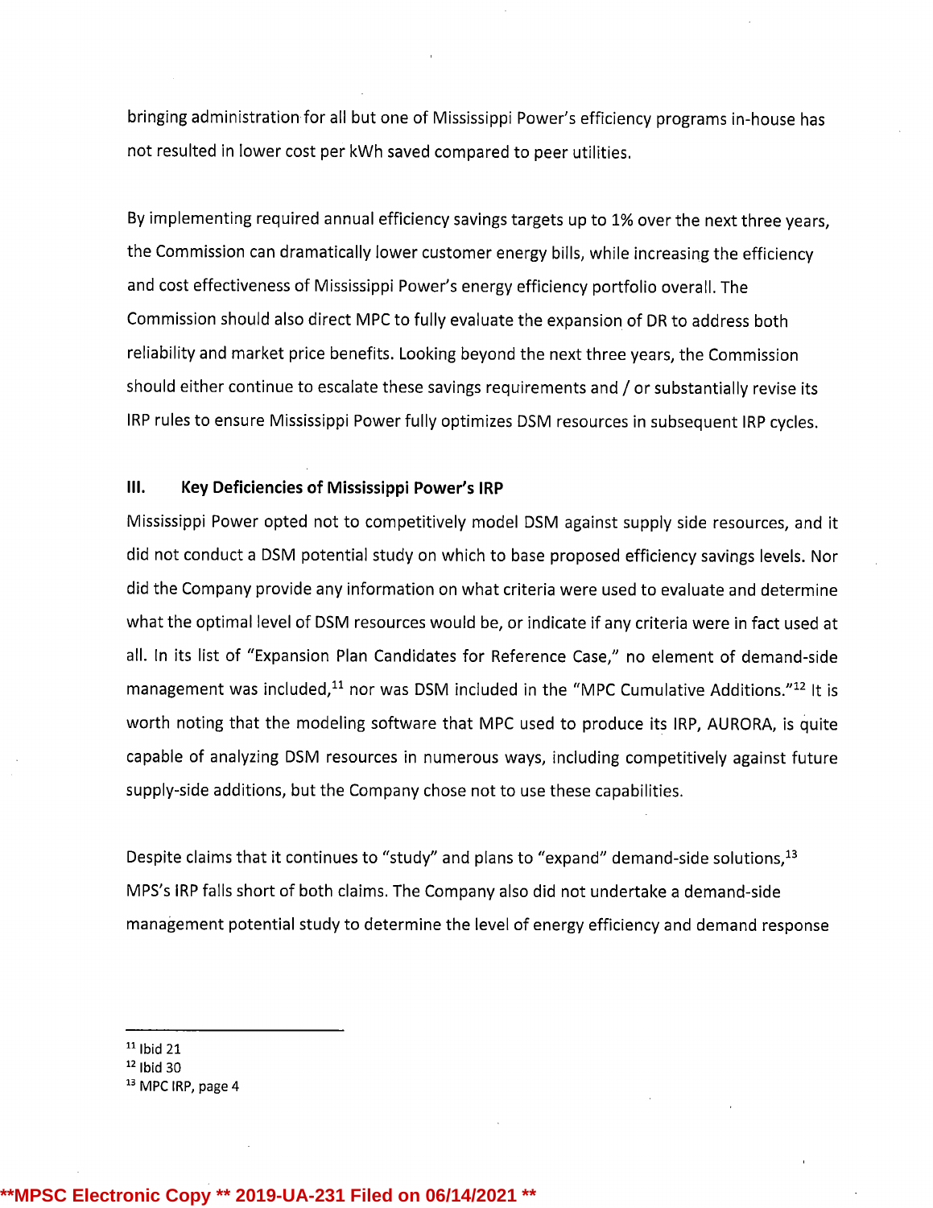bringing administration for all but one of Mississippi Power's efficiency programs in-house has not resulted in lower cost per kWh saved compared to peer utilities.

By implementing required annual efficiency savings targets up to 1% over the next three years, the Commission can dramatically lower customer energy bills, while increasing the efficiency and cost effectiveness of Mississippi Power's energy efficiency portfolio overall. The Commission should also direct MPC to fully evaluate the expansion of DR to address both reliability and market price benefits. Looking beyond the next three years, the Commission should either continue to escalate these savings requirements and / or substantially revise its IRP rules to ensure Mississippi Power fully optimizes DSM resources in subsequent IRP cycles.

## III. Key Deficiencies of Mississippi Power's IRP

Mississippi Power opted not to competitively model DSM against supply side resources, and it did not conduct a DSM potential study on which to base proposed efficiency savings levels. Nor did the Company provide any information on what criteria were used to evaluate and determine what the optimal level of DSM resources would be, or indicate if any criteria were in fact used at all. In its list of "Expansion Plan Candidates for Reference Case," no element of demand-side management was included,[11] nor was DSM included in the "MPC Cumulative Additions."[12] It is worth noting that the modeling software that MPC used to produce its IRP, AURORA, is quite capable of analyzing DSM resources in numerous ways, including competitively against future supply-side additions, but the Company chose not to use these capabilities.

Despite claims that it continues to "study" and plans to "expand" demand-side solutions,[13] MPS's IRP falls short of both claims. The Company also did not undertake a demand-side management potential study to determine the level of energy efficiency and demand response

---

[11] Ibid 21

[12] Ibid 30

[13] MPC IRP, page 4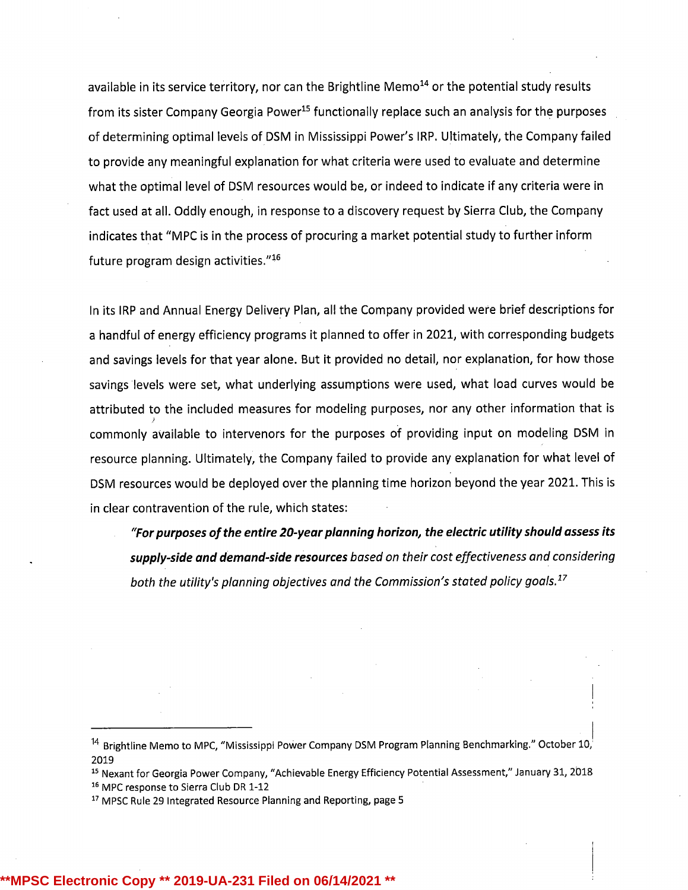available in its service territory, nor can the Brightline Memo[14] or the potential study results from its sister Company Georgia Power[15] functionally replace such an analysis for the purposes of determining optimal levels of DSM in Mississippi Power's IRP. Ultimately, the Company failed to provide any meaningful explanation for what criteria were used to evaluate and determine what the optimal level of DSM resources would be, or indeed to indicate if any criteria were in fact used at all. Oddly enough, in response to a discovery request by Sierra Club, the Company indicates that "MPC is in the process of procuring a market potential study to further inform future program design activities."[16]

In its IRP and Annual Energy Delivery Plan, all the Company provided were brief descriptions for a handful of energy efficiency programs it planned to offer in 2021, with corresponding budgets and savings levels for that year alone. But it provided no detail, nor explanation, for how those savings levels were set, what underlying assumptions were used, what load curves would be attributed to the included measures for modeling purposes, nor any other information that is commonly available to intervenors for the purposes of providing input on modeling DSM in resource planning. Ultimately, the Company failed to provide any explanation for what level of DSM resources would be deployed over the planning time horizon beyond the year 2021. This is in clear contravention of the rule, which states:

> *"**For purposes of the entire 20-year planning horizon, the electric utility should assess its supply-side and demand-side resources** based on their cost effectiveness and considering both the utility's planning objectives and the Commission's stated policy goals.*[17]

---

[14] Brightline Memo to MPC, "Mississippi Power Company DSM Program Planning Benchmarking." October 10, 2019

[15] Nexant for Georgia Power Company, "Achievable Energy Efficiency Potential Assessment," January 31, 2018

[16] MPC response to Sierra Club DR 1-12

[17] MPSC Rule 29 Integrated Resource Planning and Reporting, page 5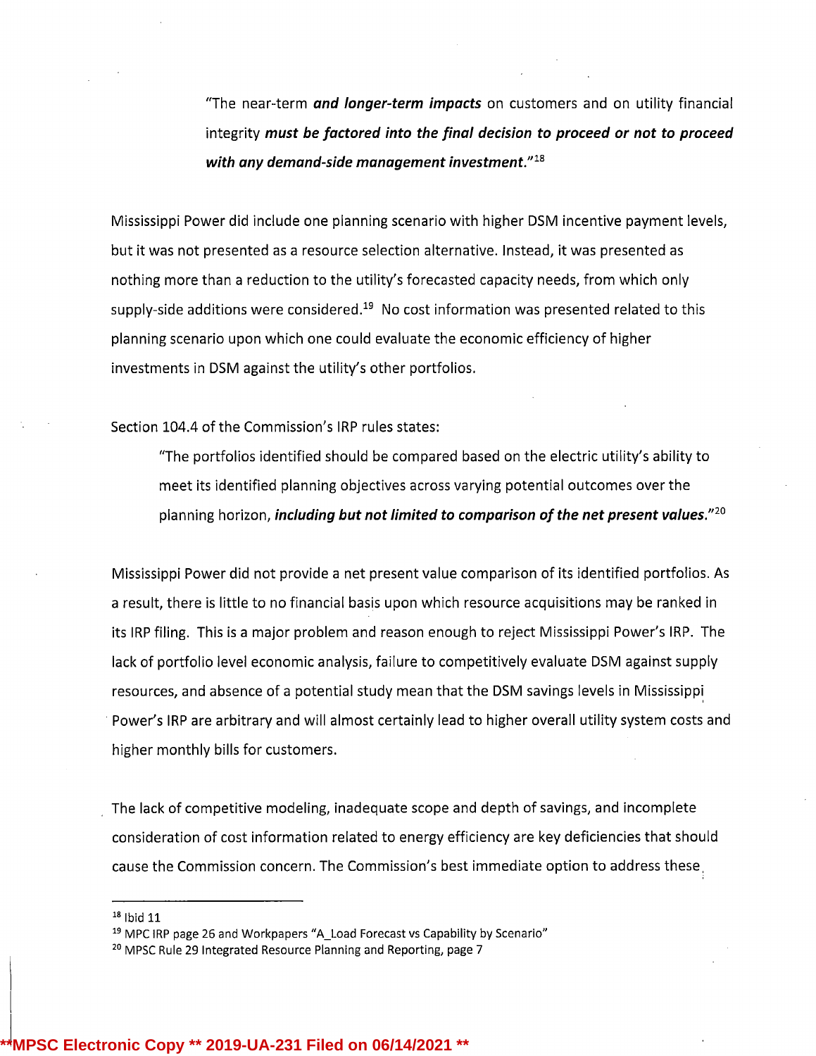> "The near-term ***and longer-term impacts*** on customers and on utility financial integrity ***must be factored into the final decision to proceed or not to proceed with any demand-side management investment***."[18]

Mississippi Power did include one planning scenario with higher DSM incentive payment levels, but it was not presented as a resource selection alternative. Instead, it was presented as nothing more than a reduction to the utility's forecasted capacity needs, from which only supply-side additions were considered.[19] No cost information was presented related to this planning scenario upon which one could evaluate the economic efficiency of higher investments in DSM against the utility's other portfolios.

Section 104.4 of the Commission's IRP rules states:

> "The portfolios identified should be compared based on the electric utility's ability to meet its identified planning objectives across varying potential outcomes over the planning horizon, ***including but not limited to comparison of the net present values***."[20]

Mississippi Power did not provide a net present value comparison of its identified portfolios. As a result, there is little to no financial basis upon which resource acquisitions may be ranked in its IRP filing. This is a major problem and reason enough to reject Mississippi Power's IRP. The lack of portfolio level economic analysis, failure to competitively evaluate DSM against supply resources, and absence of a potential study mean that the DSM savings levels in Mississippi Power's IRP are arbitrary and will almost certainly lead to higher overall utility system costs and higher monthly bills for customers.

The lack of competitive modeling, inadequate scope and depth of savings, and incomplete consideration of cost information related to energy efficiency are key deficiencies that should cause the Commission concern. The Commission's best immediate option to address these

---

[18] Ibid 11

[19] MPC IRP page 26 and Workpapers "A_Load Forecast vs Capability by Scenario"

[20] MPSC Rule 29 Integrated Resource Planning and Reporting, page 7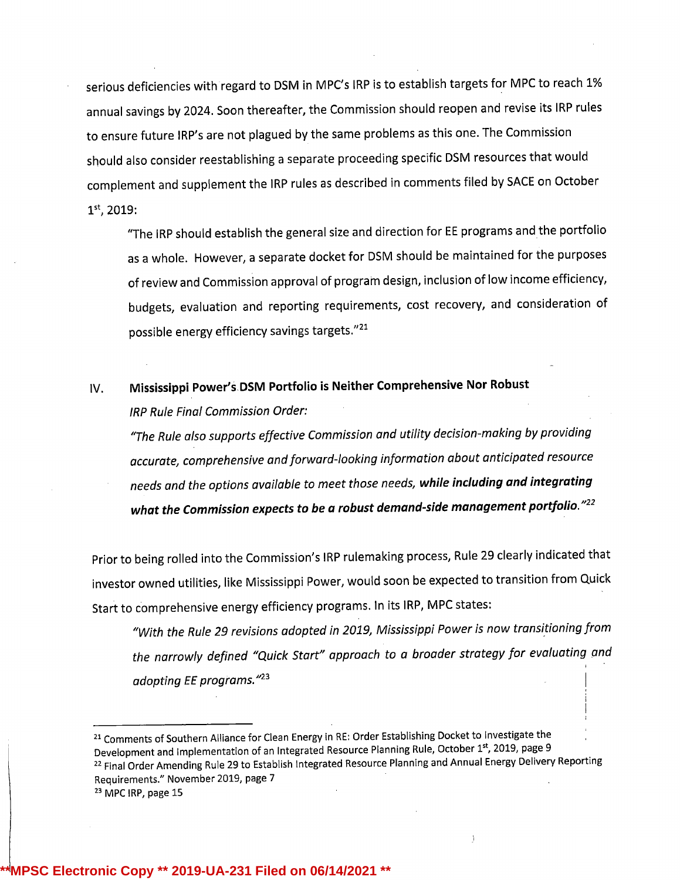serious deficiencies with regard to DSM in MPC's IRP is to establish targets for MPC to reach 1% annual savings by 2024. Soon thereafter, the Commission should reopen and revise its IRP rules to ensure future IRP's are not plagued by the same problems as this one. The Commission should also consider reestablishing a separate proceeding specific DSM resources that would complement and supplement the IRP rules as described in comments filed by SACE on October 1st, 2019:

> "The IRP should establish the general size and direction for EE programs and the portfolio as a whole. However, a separate docket for DSM should be maintained for the purposes of review and Commission approval of program design, inclusion of low income efficiency, budgets, evaluation and reporting requirements, cost recovery, and consideration of possible energy efficiency savings targets."[21]

## IV. Mississippi Power's DSM Portfolio is Neither Comprehensive Nor Robust

*IRP Rule Final Commission Order:*

> *"The Rule also supports effective Commission and utility decision-making by providing accurate, comprehensive and forward-looking information about anticipated resource needs and the options available to meet those needs,* ***while including and integrating what the Commission expects to be a robust demand-side management portfolio.****"*[22]

Prior to being rolled into the Commission's IRP rulemaking process, Rule 29 clearly indicated that investor owned utilities, like Mississippi Power, would soon be expected to transition from Quick Start to comprehensive energy efficiency programs. In its IRP, MPC states:

> *"With the Rule 29 revisions adopted in 2019, Mississippi Power is now transitioning from the narrowly defined "Quick Start" approach to a broader strategy for evaluating and adopting EE programs."*[23]

---

[21] Comments of Southern Alliance for Clean Energy in RE: Order Establishing Docket to Investigate the Development and Implementation of an Integrated Resource Planning Rule, October 1st, 2019, page 9

[22] Final Order Amending Rule 29 to Establish Integrated Resource Planning and Annual Energy Delivery Reporting Requirements." November 2019, page 7

[23] MPC IRP, page 15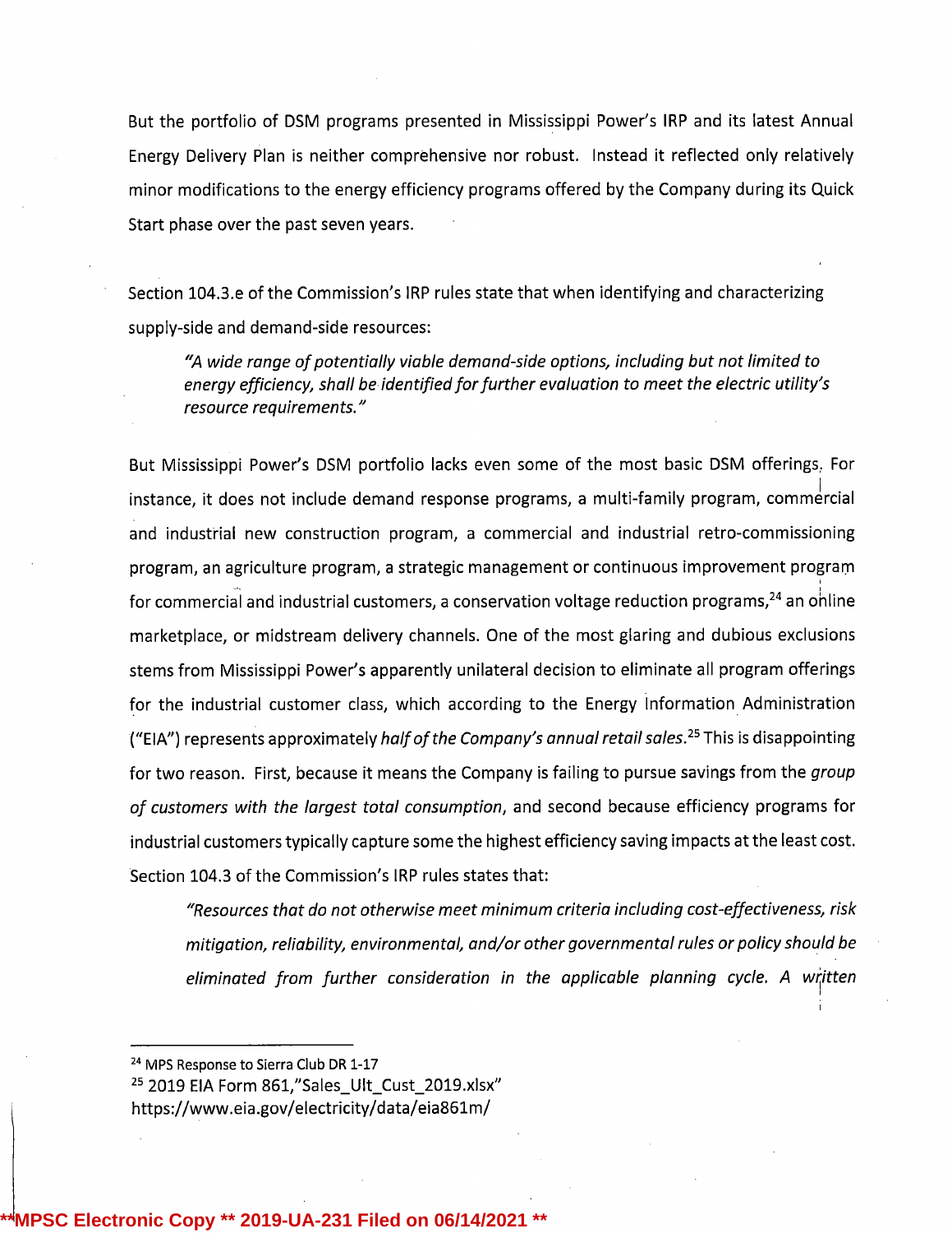But the portfolio of DSM programs presented in Mississippi Power's IRP and its latest Annual Energy Delivery Plan is neither comprehensive nor robust. Instead it reflected only relatively minor modifications to the energy efficiency programs offered by the Company during its Quick Start phase over the past seven years.

Section 104.3.e of the Commission's IRP rules state that when identifying and characterizing supply-side and demand-side resources:

> *"A wide range of potentially viable demand-side options, including but not limited to energy efficiency, shall be identified for further evaluation to meet the electric utility's resource requirements."*

But Mississippi Power's DSM portfolio lacks even some of the most basic DSM offerings. For instance, it does not include demand response programs, a multi-family program, commercial and industrial new construction program, a commercial and industrial retro-commissioning program, an agriculture program, a strategic management or continuous improvement program for commercial and industrial customers, a conservation voltage reduction programs,[24] an online marketplace, or midstream delivery channels. One of the most glaring and dubious exclusions stems from Mississippi Power's apparently unilateral decision to eliminate all program offerings for the industrial customer class, which according to the Energy Information Administration ("EIA") represents approximately *half of the Company's annual retail sales*.[25] This is disappointing for two reason. First, because it means the Company is failing to pursue savings from the *group of customers with the largest total consumption*, and second because efficiency programs for industrial customers typically capture some the highest efficiency saving impacts at the least cost. Section 104.3 of the Commission's IRP rules states that:

> *"Resources that do not otherwise meet minimum criteria including cost-effectiveness, risk mitigation, reliability, environmental, and/or other governmental rules or policy should be eliminated from further consideration in the applicable planning cycle. A written*

---

[24] MPS Response to Sierra Club DR 1-17

[25] 2019 EIA Form 861,"Sales_Ult_Cust_2019.xlsx" https://www.eia.gov/electricity/data/eia861m/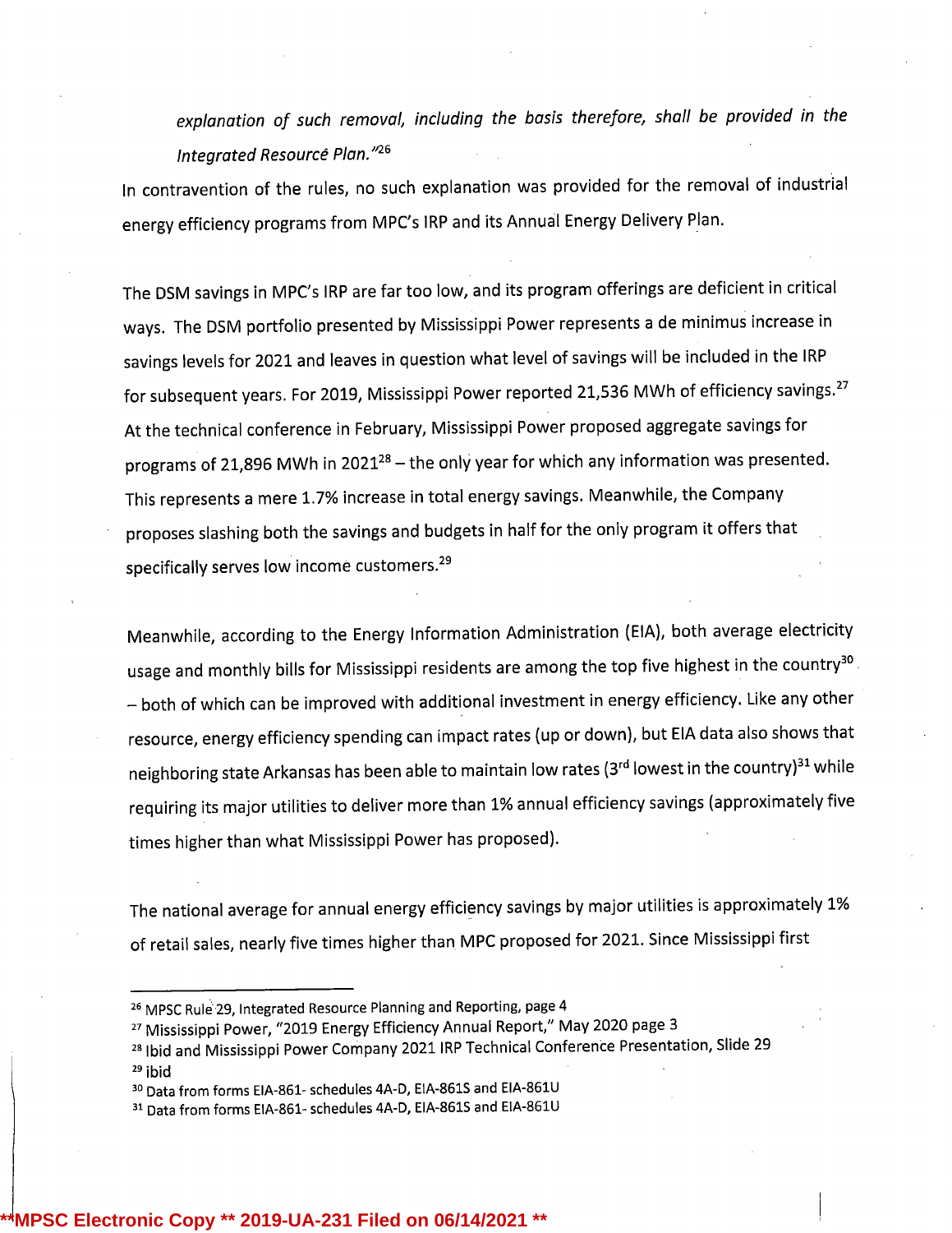*explanation of such removal, including the basis therefore, shall be provided in the Integrated Resource Plan."*[26]

In contravention of the rules, no such explanation was provided for the removal of industrial energy efficiency programs from MPC's IRP and its Annual Energy Delivery Plan.

The DSM savings in MPC's IRP are far too low, and its program offerings are deficient in critical ways. The DSM portfolio presented by Mississippi Power represents a de minimus increase in savings levels for 2021 and leaves in question what level of savings will be included in the IRP for subsequent years. For 2019, Mississippi Power reported 21,536 MWh of efficiency savings.[27] At the technical conference in February, Mississippi Power proposed aggregate savings for programs of 21,896 MWh in 2021[28] – the only year for which any information was presented. This represents a mere 1.7% increase in total energy savings. Meanwhile, the Company proposes slashing both the savings and budgets in half for the only program it offers that specifically serves low income customers.[29]

Meanwhile, according to the Energy Information Administration (EIA), both average electricity usage and monthly bills for Mississippi residents are among the top five highest in the country[30] – both of which can be improved with additional investment in energy efficiency. Like any other resource, energy efficiency spending can impact rates (up or down), but EIA data also shows that neighboring state Arkansas has been able to maintain low rates (3rd lowest in the country)[31] while requiring its major utilities to deliver more than 1% annual efficiency savings (approximately five times higher than what Mississippi Power has proposed).

The national average for annual energy efficiency savings by major utilities is approximately 1% of retail sales, nearly five times higher than MPC proposed for 2021. Since Mississippi first

---

[26] MPSC Rule 29, Integrated Resource Planning and Reporting, page 4

[27] Mississippi Power, "2019 Energy Efficiency Annual Report," May 2020 page 3

[28] Ibid and Mississippi Power Company 2021 IRP Technical Conference Presentation, Slide 29

[29] ibid

[30] Data from forms EIA-861- schedules 4A-D, EIA-861S and EIA-861U

[31] Data from forms EIA-861- schedules 4A-D, EIA-861S and EIA-861U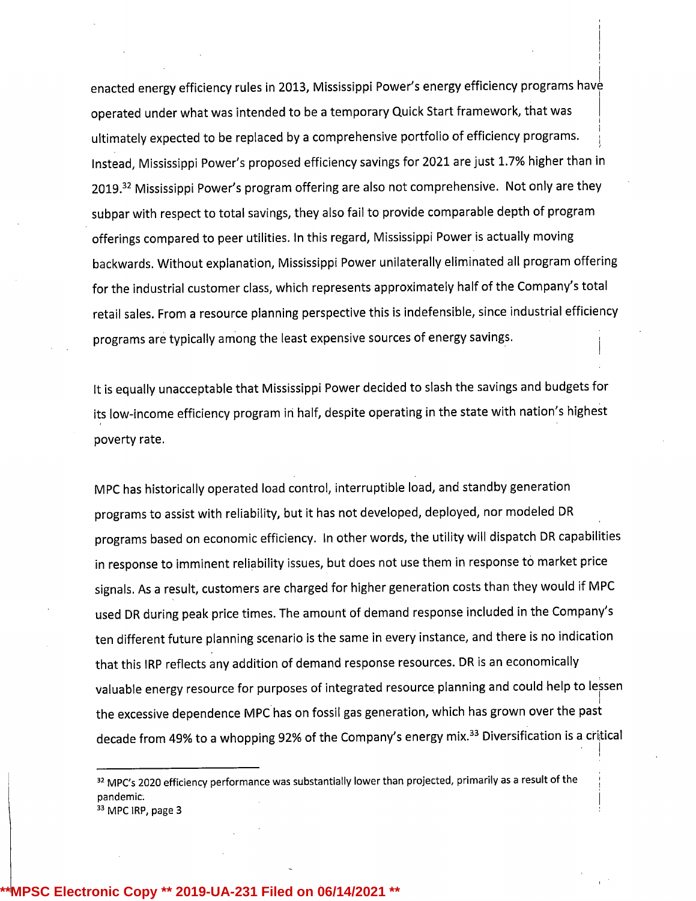enacted energy efficiency rules in 2013, Mississippi Power's energy efficiency programs have operated under what was intended to be a temporary Quick Start framework, that was ultimately expected to be replaced by a comprehensive portfolio of efficiency programs. Instead, Mississippi Power's proposed efficiency savings for 2021 are just 1.7% higher than in 2019.[32] Mississippi Power's program offering are also not comprehensive. Not only are they subpar with respect to total savings, they also fail to provide comparable depth of program offerings compared to peer utilities. In this regard, Mississippi Power is actually moving backwards. Without explanation, Mississippi Power unilaterally eliminated all program offering for the industrial customer class, which represents approximately half of the Company's total retail sales. From a resource planning perspective this is indefensible, since industrial efficiency programs are typically among the least expensive sources of energy savings.

It is equally unacceptable that Mississippi Power decided to slash the savings and budgets for its low-income efficiency program in half, despite operating in the state with nation's highest poverty rate.

MPC has historically operated load control, interruptible load, and standby generation programs to assist with reliability, but it has not developed, deployed, nor modeled DR programs based on economic efficiency. In other words, the utility will dispatch DR capabilities in response to imminent reliability issues, but does not use them in response to market price signals. As a result, customers are charged for higher generation costs than they would if MPC used DR during peak price times. The amount of demand response included in the Company's ten different future planning scenario is the same in every instance, and there is no indication that this IRP reflects any addition of demand response resources. DR is an economically valuable energy resource for purposes of integrated resource planning and could help to lessen the excessive dependence MPC has on fossil gas generation, which has grown over the past decade from 49% to a whopping 92% of the Company's energy mix.[33] Diversification is a critical

---

[32] MPC's 2020 efficiency performance was substantially lower than projected, primarily as a result of the pandemic.

[33] MPC IRP, page 3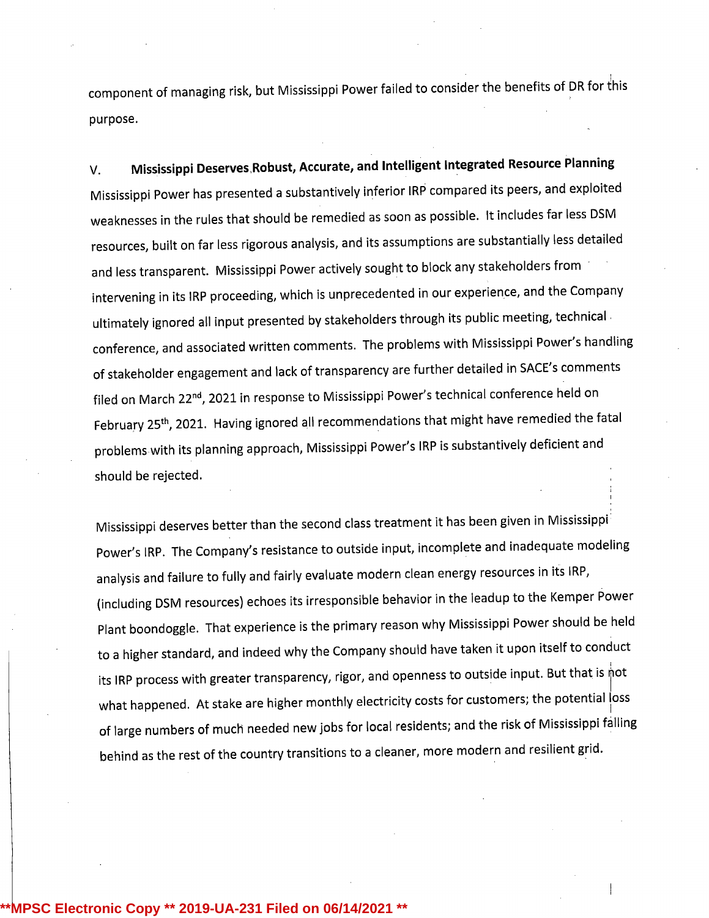component of managing risk, but Mississippi Power failed to consider the benefits of DR for this purpose.

## V. Mississippi Deserves Robust, Accurate, and Intelligent Integrated Resource Planning

Mississippi Power has presented a substantively inferior IRP compared its peers, and exploited weaknesses in the rules that should be remedied as soon as possible. It includes far less DSM resources, built on far less rigorous analysis, and its assumptions are substantially less detailed and less transparent. Mississippi Power actively sought to block any stakeholders from intervening in its IRP proceeding, which is unprecedented in our experience, and the Company ultimately ignored all input presented by stakeholders through its public meeting, technical conference, and associated written comments. The problems with Mississippi Power's handling of stakeholder engagement and lack of transparency are further detailed in SACE's comments filed on March 22nd, 2021 in response to Mississippi Power's technical conference held on February 25th, 2021. Having ignored all recommendations that might have remedied the fatal problems with its planning approach, Mississippi Power's IRP is substantively deficient and should be rejected.

Mississippi deserves better than the second class treatment it has been given in Mississippi Power's IRP. The Company's resistance to outside input, incomplete and inadequate modeling analysis and failure to fully and fairly evaluate modern clean energy resources in its IRP, (including DSM resources) echoes its irresponsible behavior in the leadup to the Kemper Power Plant boondoggle. That experience is the primary reason why Mississippi Power should be held to a higher standard, and indeed why the Company should have taken it upon itself to conduct its IRP process with greater transparency, rigor, and openness to outside input. But that is not what happened. At stake are higher monthly electricity costs for customers; the potential loss of large numbers of much needed new jobs for local residents; and the risk of Mississippi falling behind as the rest of the country transitions to a cleaner, more modern and resilient grid.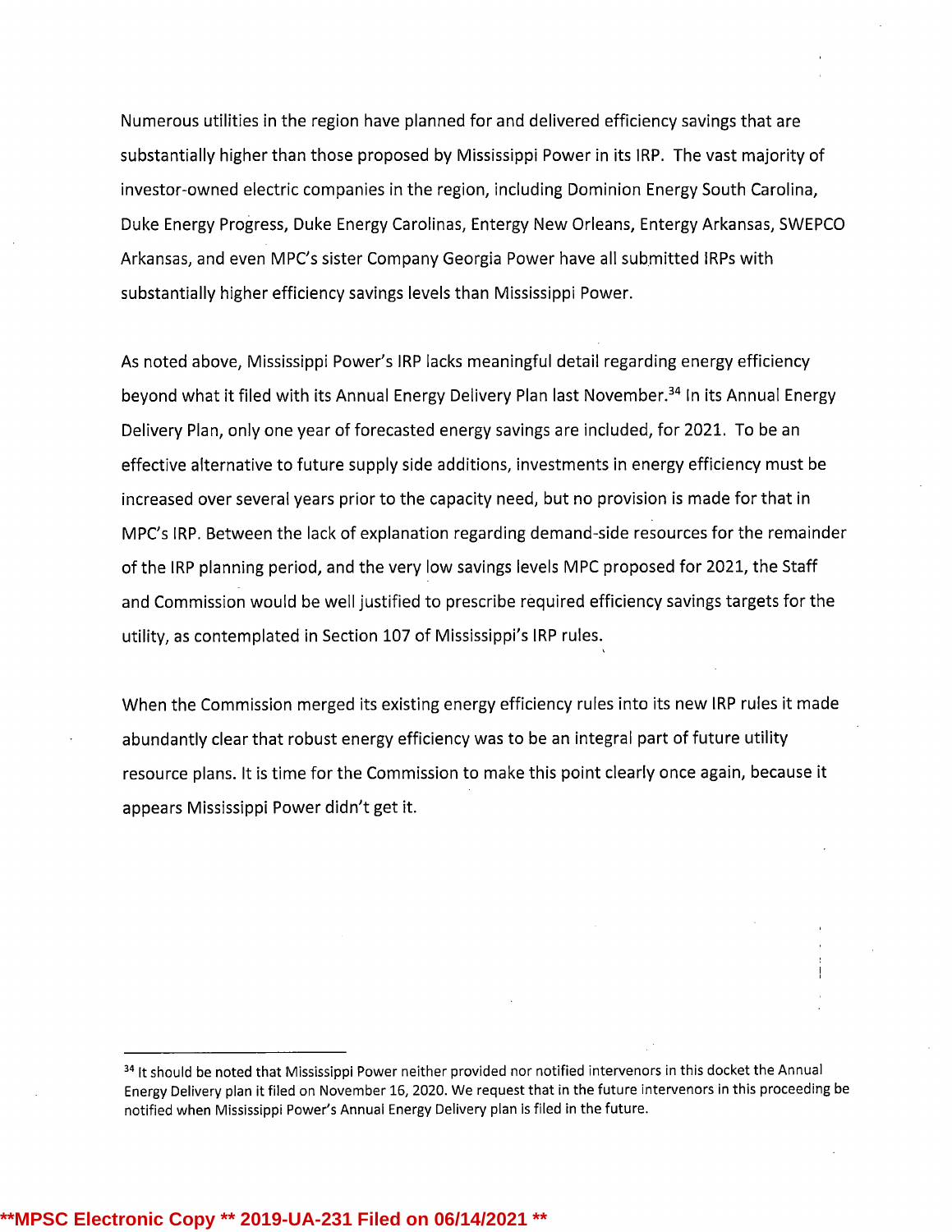Numerous utilities in the region have planned for and delivered efficiency savings that are substantially higher than those proposed by Mississippi Power in its IRP. The vast majority of investor-owned electric companies in the region, including Dominion Energy South Carolina, Duke Energy Progress, Duke Energy Carolinas, Entergy New Orleans, Entergy Arkansas, SWEPCO Arkansas, and even MPC's sister Company Georgia Power have all submitted IRPs with substantially higher efficiency savings levels than Mississippi Power.

As noted above, Mississippi Power's IRP lacks meaningful detail regarding energy efficiency beyond what it filed with its Annual Energy Delivery Plan last November.[34] In its Annual Energy Delivery Plan, only one year of forecasted energy savings are included, for 2021. To be an effective alternative to future supply side additions, investments in energy efficiency must be increased over several years prior to the capacity need, but no provision is made for that in MPC's IRP. Between the lack of explanation regarding demand-side resources for the remainder of the IRP planning period, and the very low savings levels MPC proposed for 2021, the Staff and Commission would be well justified to prescribe required efficiency savings targets for the utility, as contemplated in Section 107 of Mississippi's IRP rules.

When the Commission merged its existing energy efficiency rules into its new IRP rules it made abundantly clear that robust energy efficiency was to be an integral part of future utility resource plans. It is time for the Commission to make this point clearly once again, because it appears Mississippi Power didn't get it.

---

[34] It should be noted that Mississippi Power neither provided nor notified intervenors in this docket the Annual Energy Delivery plan it filed on November 16, 2020. We request that in the future intervenors in this proceeding be notified when Mississippi Power's Annual Energy Delivery plan is filed in the future.